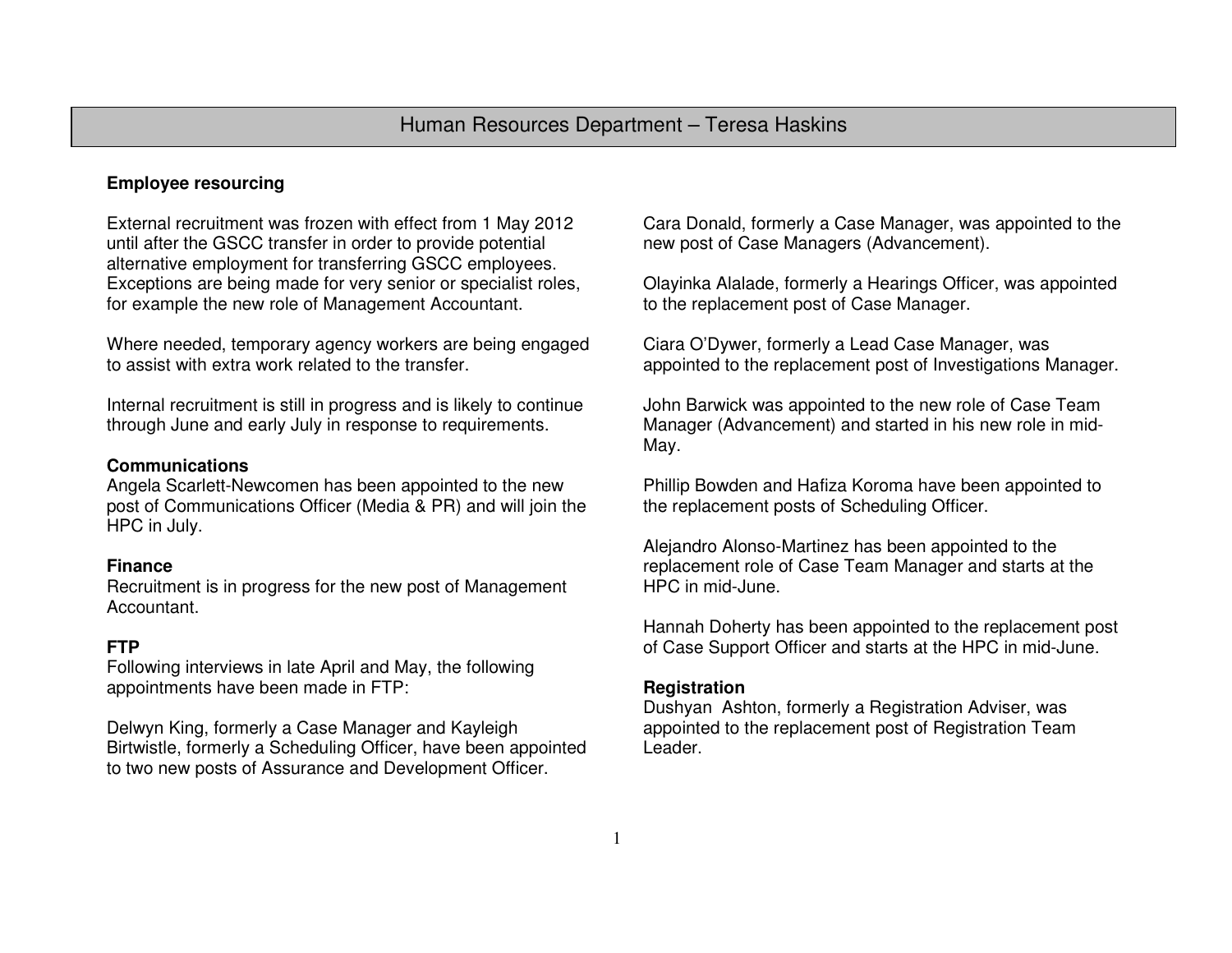# Human Resources Department – Teresa Haskins

**Employee resourcing**

External recruitment was frozen with effect from 1 May 2012 until after the GSCC transfer in order to provide potential alternative employment for transferring GSCC employees. Exceptions are being made for very senior or specialist roles, for example the new role of Management Accountant.

Where needed, temporary agency workers are being engaged to assist with extra work related to the transfer.

Internal recruitment is still in progress and is likely to continue through June and early July in response to requirements.

**Communications**

Angela Scarlett-Newcomen has been appointed to the new post of Communications Officer (Media & PR) and will join the HPC in July.

**Finance**

Recruitment is in progress for the new post of Management Accountant.

**FTP**

Following interviews in late April and May, the following appointments have been made in FTP:

Delwyn King, formerly a Case Manager and Kayleigh Birtwistle, formerly a Scheduling Officer, have been appointed to two new posts of Assurance and Development Officer.

Cara Donald, formerly a Case Manager, was appointed to the new post of Case Managers (Advancement).

Olayinka Alalade, formerly a Hearings Officer, was appointed to the replacement post of Case Manager.

Ciara O'Dywer, formerly a Lead Case Manager, was appointed to the replacement post of Investigations Manager.

John Barwick was appointed to the new role of Case Team Manager (Advancement) and started in his new role in mid-May.

Phillip Bowden and Hafiza Koroma have been appointed to the replacement posts of Scheduling Officer.

Alejandro Alonso-Martinez has been appointed to the replacement role of Case Team Manager and starts at the HPC in mid-June.

Hannah Doherty has been appointed to the replacement post of Case Support Officer and starts at the HPC in mid-June.

**Registration**

Dushyan Ashton, formerly a Registration Adviser, was appointed to the replacement post of Registration Team Leader.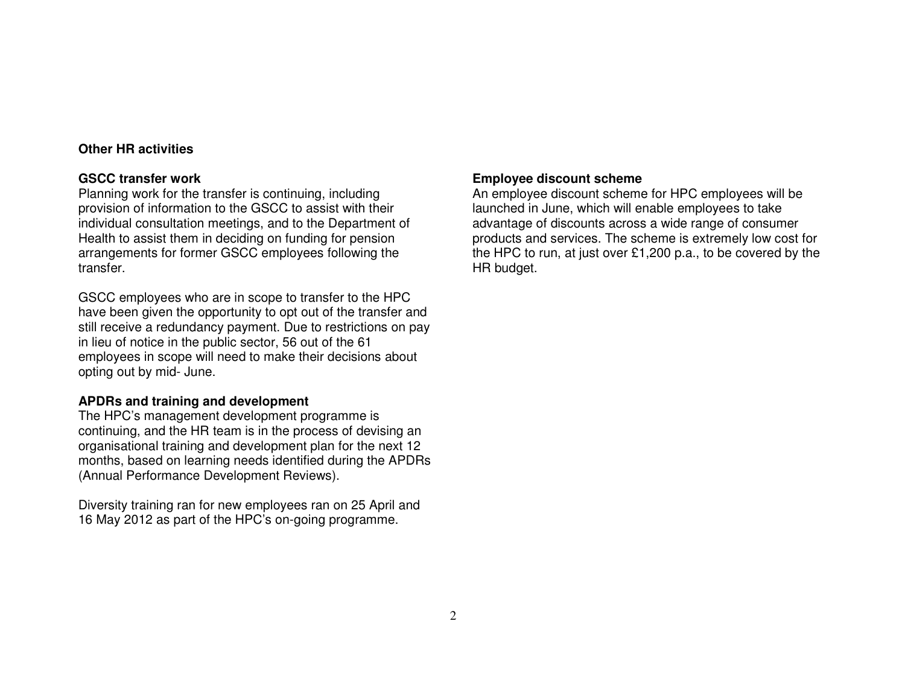## Other HR activities

### GSCC transfer work

Planning work for the transfer is continuing, including provision of information to the GSCC to assist with their individual consultation meetings, and to the Department of Health to assist them in deciding on funding for pension arrangements for former GSCC employees following the transfer.

GSCC employees who are in scope to transfer to the HPC have been given the opportunity to opt out of the transfer and still receive a redundancy payment. Due to restrictions on pay in lieu of notice in the public sector, 56 out of the 61 employees in scope will need to make their decisions about opting out by mid- June.

### APDRs and training and development

The HPC's management development programme is continuing, and the HR team is in the process of devising an organisational training and development plan for the next 12 months, based on learning needs identified during the APDRs (Annual Performance Development Reviews).

Diversity training ran for new employees ran on 25 April and 16 May 2012 as part of the HPC's on-going programme.

### Employee discount scheme

An employee discount scheme for HPC employees will be launched in June, which will enable employees to take advantage of discounts across a wide range of consumer products and services. The scheme is extremely low cost for the HPC to run, at just over £1,200 p.a., to be covered by the HR budget.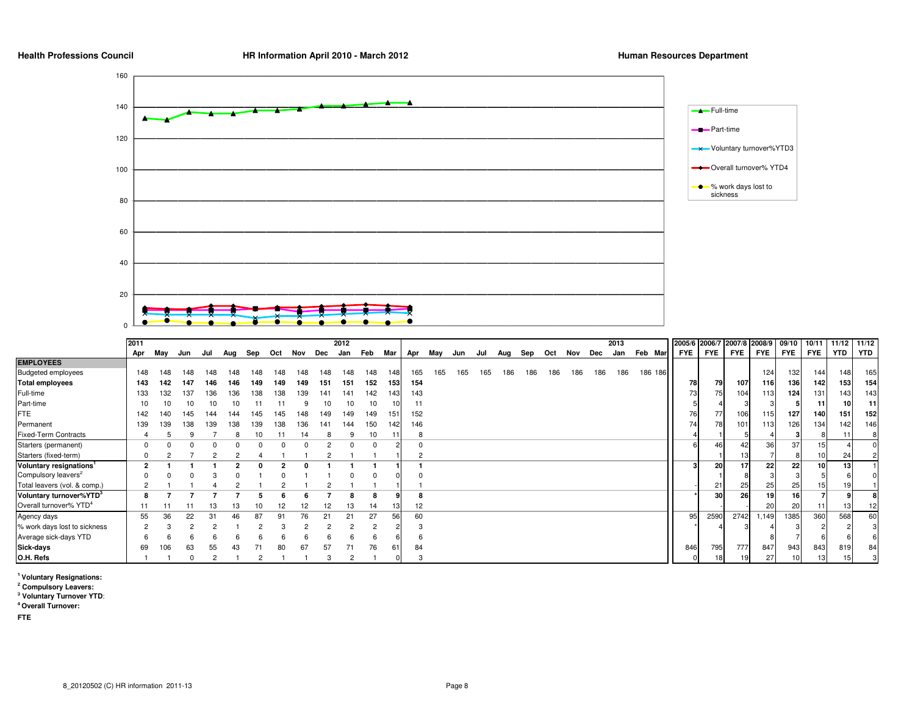# HR Information April 2010 - March 2012

**Health Professions Council** — **Human Resources Department**

160
140
120
100
80
60
40
20
0

Full-time
Part-time
Voluntary turnover%YTD3
Overall turnover% YTD4
% work days lost to sickness

| | 2011 | | | | | | | | | 2012 | | | | | | | | | | | | | 2013 | | | 2005/6 | 2006/7 | 2007/8 | 2008/9 | 09/10 | 10/11 | 11/12 | 11/12 |
|---|---|---|---|---|---|---|---|---|---|---|---|---|---|---|---|---|---|---|---|---|---|---|---|---|---|---|---|---|---|---|---|---|---|
| | Apr | May | Jun | Jul | Aug | Sep | Oct | Nov | Dec | Jan | Feb | Mar | Apr | May | Jun | Jul | Aug | Sep | Oct | Nov | Dec | Jan | Feb | Mar | FYE | FYE | FYE | FYE | FYE | FYE | YTD | YTD |
| **EMPLOYEES** | | | | | | | | | | | | | | | | | | | | | | | | | | | | | | | | |
| Budgeted employees | 148 | 148 | 148 | 148 | 148 | 148 | 148 | 148 | 148 | 148 | 148 | 148 | 165 | 165 | 165 | 165 | 186 | 186 | 186 | 186 | 186 | 186 | 186 | 186 | | | | 124 | 132 | 144 | 148 | 165 |
| **Total employees** | **143** | **142** | **147** | **146** | **146** | **149** | **149** | **149** | **151** | **151** | **152** | **153** | **154** | | | | | | | | | | | | **78** | **79** | **107** | **116** | **136** | **142** | **153** | **154** |
| Full-time | 133 | 132 | 137 | 136 | 136 | 138 | 138 | 139 | 141 | 141 | 142 | 143 | 143 | | | | | | | | | | | | 73 | 75 | 104 | 113 | **124** | 131 | 143 | 143 |
| Part-time | 10 | 10 | 10 | 10 | 10 | 11 | 11 | 9 | 10 | 10 | 10 | 10 | 11 | | | | | | | | | | | | 5 | 4 | 3 | 3 | **5** | **11** | **10** | **11** |
| FTE | 142 | 140 | 145 | 144 | 144 | 145 | 145 | 148 | 149 | 149 | 149 | 151 | 152 | | | | | | | | | | | | 76 | 77 | 106 | 115 | **127** | **140** | **151** | **152** |
| Permanent | 139 | 139 | 138 | 139 | 138 | 139 | 138 | 136 | 141 | 144 | 150 | 142 | 146 | | | | | | | | | | | | 74 | 78 | 101 | 113 | 126 | 134 | 142 | 146 |
| Fixed-Term Contracts | 4 | 5 | 9 | 7 | 8 | 10 | 11 | 14 | 8 | 9 | 10 | 11 | 8 | | | | | | | | | | | | 4 | 1 | 5 | 4 | **3** | 8 | 11 | 8 |
| Starters (permanent) | 0 | 0 | 0 | 0 | 0 | 0 | 0 | 0 | 2 | 0 | 0 | 2 | 0 | | | | | | | | | | | | 6 | 46 | 42 | 36 | 37 | 15 | 4 | 0 |
| Starters (fixed-term) | 0 | 2 | 7 | 2 | 2 | 4 | 1 | 1 | 2 | 1 | 1 | 1 | 2 | | | | | | | | | | | | | 1 | 13 | 7 | 8 | 10 | 24 | 2 |
| **Voluntary resignations**[1] | **2** | **1** | **1** | **1** | **2** | **0** | **2** | **0** | **1** | **1** | **1** | **1** | **1** | | | | | | | | | | | | **3** | **20** | **17** | **22** | **22** | **10** | **13** | 1 |
| Compulsory leavers[2] | 0 | 0 | 0 | 3 | 0 | 1 | 0 | 1 | 1 | 0 | 0 | 0 | 0 | | | | | | | | | | | | | 1 | 8 | 3 | 3 | 5 | 6 | 0 |
| Total leavers (vol. & comp.) | 2 | 1 | 1 | 4 | 2 | 1 | 2 | 1 | 2 | 1 | 1 | 1 | 1 | | | | | | | | | | | | - | 21 | 25 | 25 | 25 | 15 | 19 | 1 |
| **Voluntary turnover%YTD**[3] | **8** | **7** | **7** | **7** | **7** | **5** | **6** | **6** | **7** | **8** | **8** | **9** | **8** | | | | | | | | | | | | * | **30** | **26** | **19** | **16** | **7** | **9** | **8** |
| Overall turnover% YTD[4] | 11 | 11 | 11 | 13 | 13 | 10 | 12 | 12 | 12 | 13 | 14 | 13 | 12 | | | | | | | | | | | | | - | - | 20 | 20 | 11 | 13 | 12 |
| Agency days | 55 | 36 | 22 | 31 | 46 | 87 | 91 | 76 | 21 | 21 | 27 | 56 | 60 | | | | | | | | | | | | 95 | 2590 | 2742 | 1,149 | 1385 | 360 | 568 | 60 |
| % work days lost to sickness | 2 | 3 | 2 | 2 | 1 | 2 | 3 | 2 | 2 | 2 | 2 | 2 | 3 | | | | | | | | | | | | * | 4 | 3 | 4 | 3 | 2 | 2 | 3 |
| Average sick-days YTD | 6 | 6 | 6 | 6 | 6 | 6 | 6 | 6 | 6 | 6 | 6 | 6 | 6 | | | | | | | | | | | | | | | 8 | 7 | 6 | 6 | 6 |
| **Sick-days** | 69 | 106 | 63 | 55 | 43 | 71 | 80 | 67 | 57 | 71 | 76 | 61 | 84 | | | | | | | | | | | | 846 | 795 | 777 | 847 | 943 | 843 | 819 | 84 |
| **O.H. Refs** | 1 | 1 | 0 | 2 | 1 | 2 | 1 | 1 | 3 | 2 | 1 | 0 | 3 | | | | | | | | | | | | 0 | 18 | 19 | 27 | 10 | 13 | 15 | 3 |

[1] **Voluntary Resignations:**

[2] **Compulsory Leavers:**

[3] **Voluntary Turnover YTD**:

[4] **Overall Turnover:**

**FTE**

8_20120502 (C) HR information 2011-13